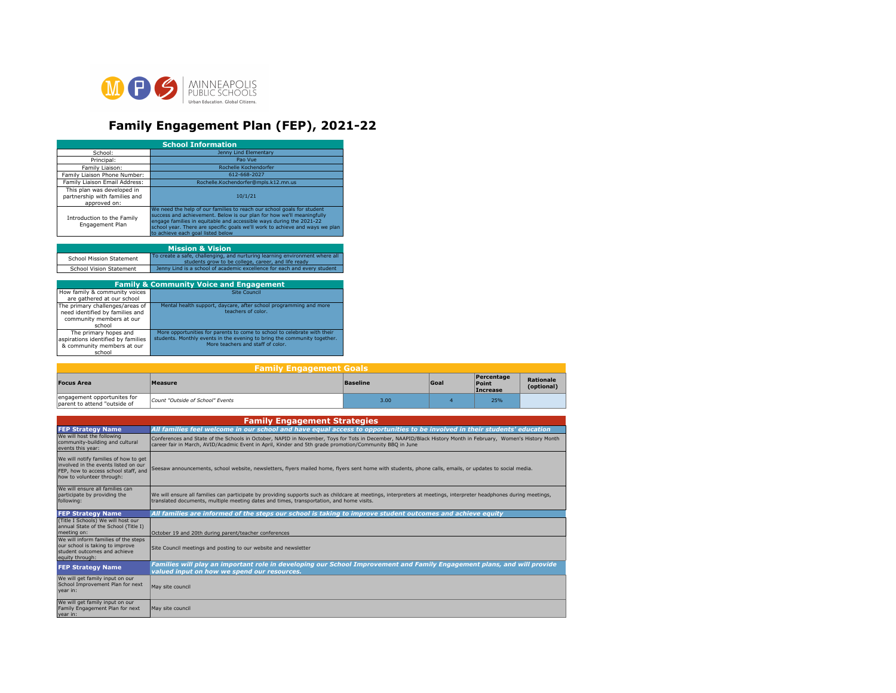MINNEAPOLIS PUBLIC SCHOOLS
Urban Education. Global Citizens.

# Family Engagement Plan (FEP), 2021-22

| School Information | |
|---|---|
| School: | Jenny Lind Elementary |
| Principal: | Pao Vue |
| Family Liaison: | Rochelle Kochendorfer |
| Family Liaison Phone Number: | 612-668-2027 |
| Family Liaison Email Address: | Rochelle.Kochendorfer@mpls.k12.mn.us |
| This plan was developed in partnership with families and approved on: | 10/1/21 |
| Introduction to the Family Engagement Plan | We need the help of our families to reach our school goals for student success and achievement. Below is our plan for how we'll meaningfully engage families in equitable and accessible ways during the 2021-22 school year. There are specific goals we'll work to achieve and ways we plan to achieve each goal listed below |

| Mission & Vision | |
|---|---|
| School Mission Statement | To create a safe, challenging, and nurturing learning environment where all students grow to be college, career, and life ready |
| School Vision Statement | Jenny Lind is a school of academic excellence for each and every student |

| Family & Community Voice and Engagement | |
|---|---|
| How family & community voices are gathered at our school | Site Council |
| The primary challenges/areas of need identified by families and community members at our school | Mental health support, daycare, after school programming and more teachers of color. |
| The primary hopes and aspirations identified by families & community members at our school | More opportunities for parents to come to school to celebrate with their students. Monthly events in the evening to bring the community together. More teachers and staff of color. |

## Family Engagement Goals

| Focus Area | Measure | Baseline | Goal | Percentage Point Increase | Rationale (optional) |
|---|---|---|---|---|---|
| engagement opportunites for parent to attend "outside of | *Count "Outside of School" Events* | 3.00 | 4 | 25% | |

## Family Engagement Strategies

| FEP Strategy Name | ***All families feel welcome in our school and have equal access to opportunities to be involved in their students' education*** |
|---|---|
| We will host the following community-building and cultural events this year: | Conferences and State of the Schools in October, NAPID in November, Toys for Tots in December, NAAPID/Black History Month in February, Women's History Month career fair in March, AVID/Acadmic Event in April, Kinder and 5th grade promotion/Community BBQ in June |
| We will notify families of how to get involved in the events listed on our FEP, how to access school staff, and how to volunteer through: | Seesaw announcements, school website, newsletters, flyers mailed home, flyers sent home with students, phone calls, emails, or updates to social media. |
| We will ensure all families can participate by providing the following: | We will ensure all families can participate by providing supports such as childcare at meetings, interpreters at meetings, interpreter headphones during meetings, translated documents, multiple meeting dates and times, transportation, and home visits. |
| **FEP Strategy Name** | ***All families are informed of the steps our school is taking to improve student outcomes and achieve equity*** |
| (Title I Schools) We will host our annual State of the School (Title I) meeting on: | October 19 and 20th during parent/teacher conferences |
| We will inform families of the steps our school is taking to improve student outcomes and achieve equity through: | Site Council meetings and posting to our website and newsletter |
| **FEP Strategy Name** | ***Families will play an important role in developing our School Improvement and Family Engagement plans, and will provide valued input on how we spend our resources.*** |
| We will get family input on our School Improvement Plan for next year in: | May site council |
| We will get family input on our Family Engagement Plan for next year in: | May site council |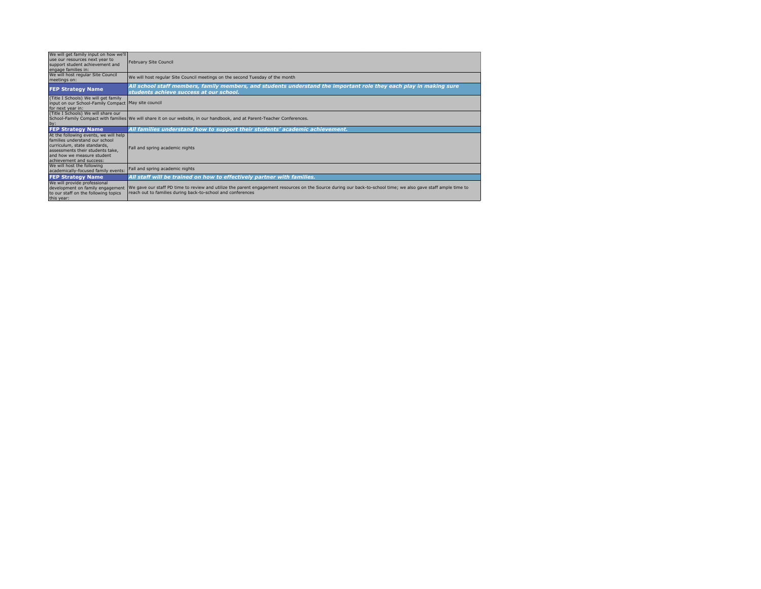| | |
|---|---|
| We will get family input on how we'll use our resources next year to support student achievement and engage families in: | February Site Council |
| We will host regular Site Council meetings on: | We will host regular Site Council meetings on the second Tuesday of the month |
| **FEP Strategy Name** | ***All school staff members, family members, and students understand the important role they each play in making sure students achieve success at our school.*** |
| (Title I Schools) We will get family input on our School-Family Compact for next year in: | May site council |
| (Title I Schools) We will share our School-Family Compact with families by: | We will share it on our website, in our handbook, and at Parent-Teacher Conferences. |
| **FEP Strategy Name** | ***All families understand how to support their students' academic achievement.*** |
| At the following events, we will help families understand our school curriculum, state standards, assessments their students take, and how we measure student achievement and success: | Fall and spring academic nights |
| We will host the following academically-focused family events: | Fall and spring academic nights |
| **FEP Strategy Name** | ***All staff will be trained on how to effectively partner with families.*** |
| We will provide professional development on family engagement to our staff on the following topics this year: | We gave our staff PD time to review and utilize the parent engagement resources on the Source during our back-to-school time; we also gave staff ample time to reach out to families during back-to-school and conferences |